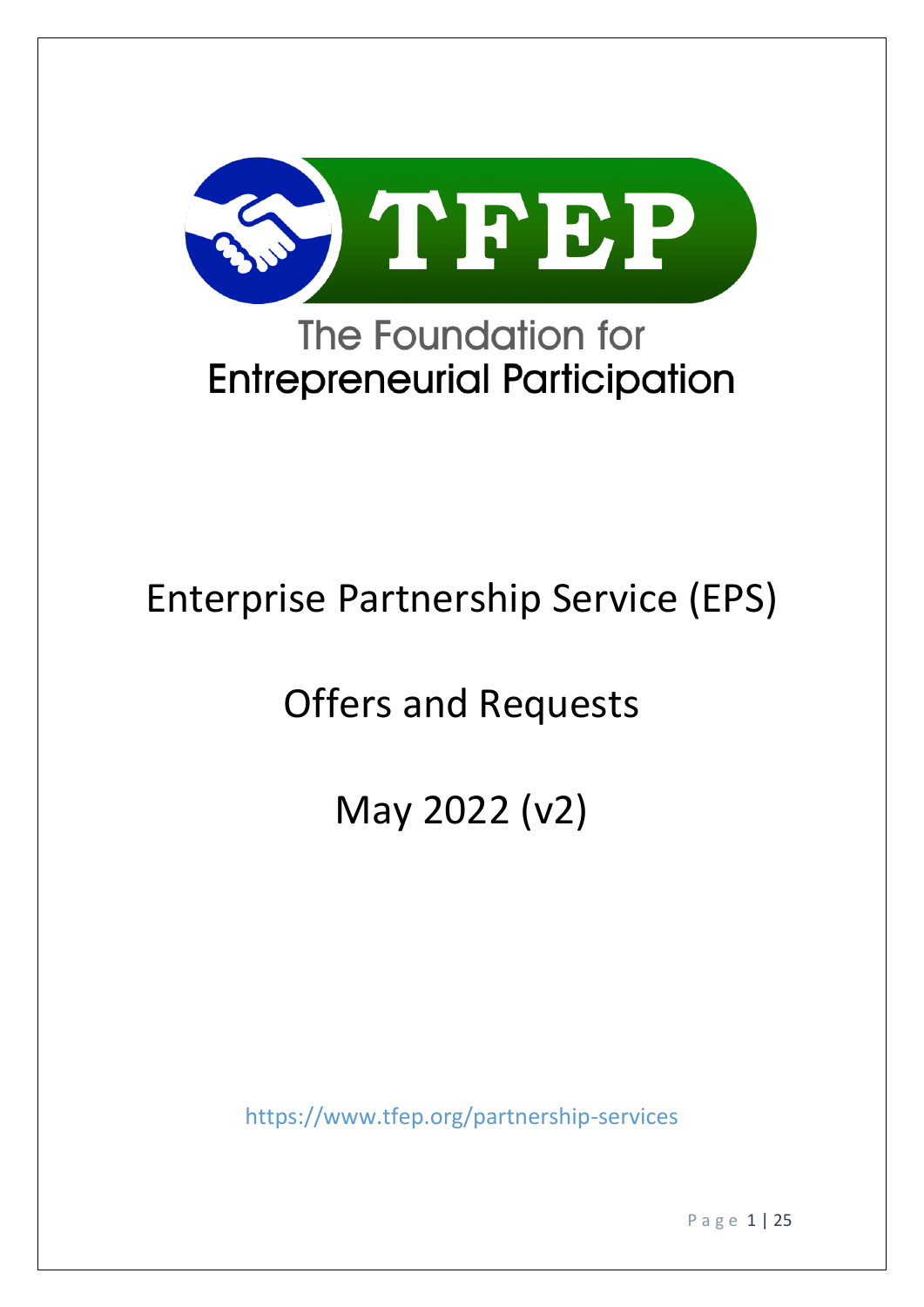# TFEP

## The Foundation for Entrepreneurial Participation

# Enterprise Partnership Service (EPS)

# Offers and Requests

# May 2022 (v2)

https://www.tfep.org/partnership-services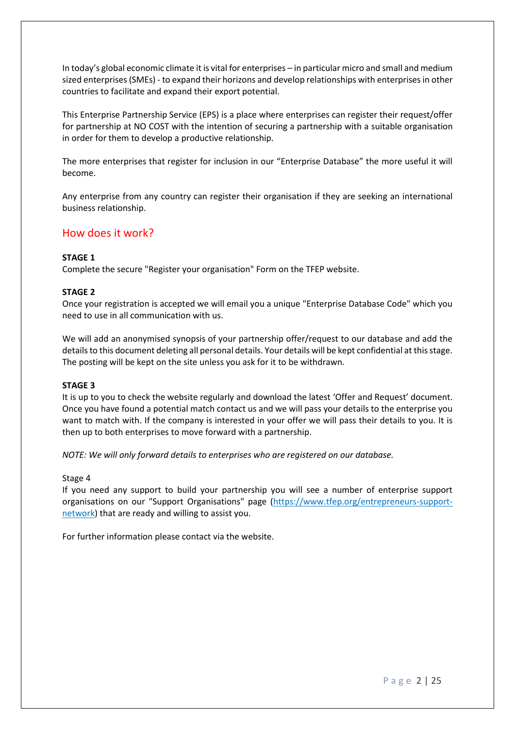In today's global economic climate it is vital for enterprises – in particular micro and small and medium sized enterprises (SMEs) - to expand their horizons and develop relationships with enterprises in other countries to facilitate and expand their export potential.

This Enterprise Partnership Service (EPS) is a place where enterprises can register their request/offer for partnership at NO COST with the intention of securing a partnership with a suitable organisation in order for them to develop a productive relationship.

The more enterprises that register for inclusion in our "Enterprise Database" the more useful it will become.

Any enterprise from any country can register their organisation if they are seeking an international business relationship.

## How does it work?

**STAGE 1**
Complete the secure "Register your organisation" Form on the TFEP website.

**STAGE 2**
Once your registration is accepted we will email you a unique "Enterprise Database Code" which you need to use in all communication with us.

We will add an anonymised synopsis of your partnership offer/request to our database and add the details to this document deleting all personal details. Your details will be kept confidential at this stage. The posting will be kept on the site unless you ask for it to be withdrawn.

**STAGE 3**
It is up to you to check the website regularly and download the latest 'Offer and Request' document. Once you have found a potential match contact us and we will pass your details to the enterprise you want to match with. If the company is interested in your offer we will pass their details to you. It is then up to both enterprises to move forward with a partnership.

*NOTE: We will only forward details to enterprises who are registered on our database.*

Stage 4
If you need any support to build your partnership you will see a number of enterprise support organisations on our "Support Organisations" page (https://www.tfep.org/entrepreneurs-support-network) that are ready and willing to assist you.

For further information please contact via the website.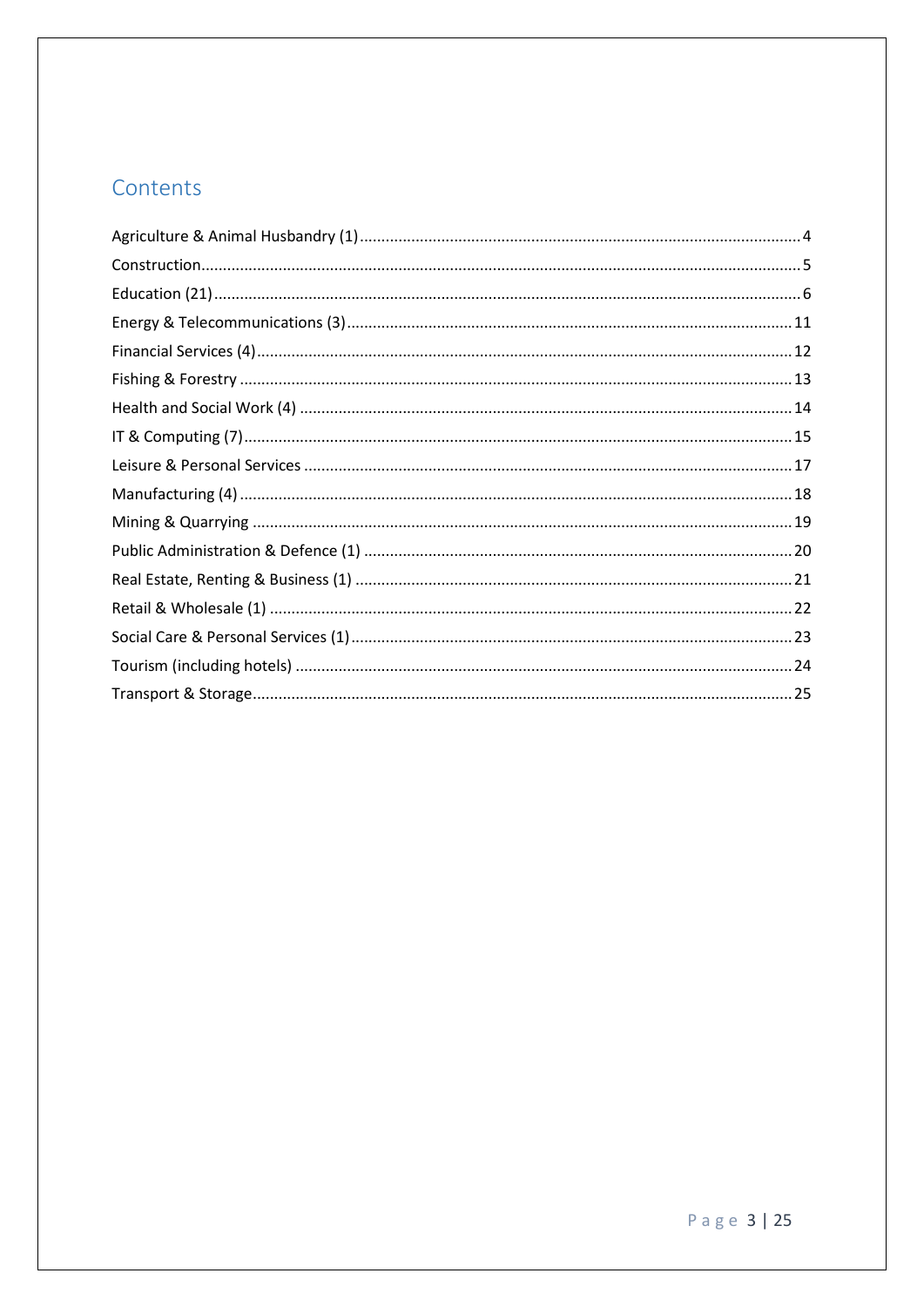# Contents

- Agriculture & Animal Husbandry (1) .......... 4
- Construction .......... 5
- Education (21) .......... 6
- Energy & Telecommunications (3) .......... 11
- Financial Services (4) .......... 12
- Fishing & Forestry .......... 13
- Health and Social Work (4) .......... 14
- IT & Computing (7) .......... 15
- Leisure & Personal Services .......... 17
- Manufacturing (4) .......... 18
- Mining & Quarrying .......... 19
- Public Administration & Defence (1) .......... 20
- Real Estate, Renting & Business (1) .......... 21
- Retail & Wholesale (1) .......... 22
- Social Care & Personal Services (1) .......... 23
- Tourism (including hotels) .......... 24
- Transport & Storage .......... 25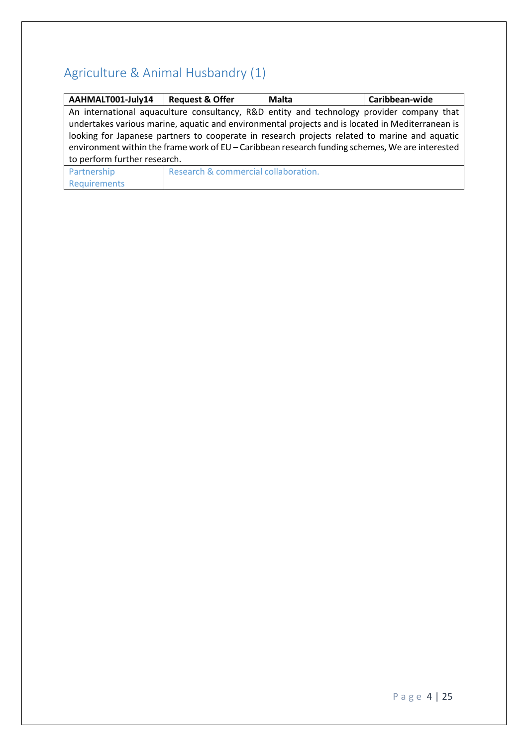## Agriculture & Animal Husbandry (1)

| AAHMALT001-July14 | Request & Offer | Malta | Caribbean-wide |
|---|---|---|---|
| An international aquaculture consultancy, R&D entity and technology provider company that undertakes various marine, aquatic and environmental projects and is located in Mediterranean is looking for Japanese partners to cooperate in research projects related to marine and aquatic environment within the frame work of EU – Caribbean research funding schemes, We are interested to perform further research. | | | |
| Partnership Requirements | Research & commercial collaboration. | | |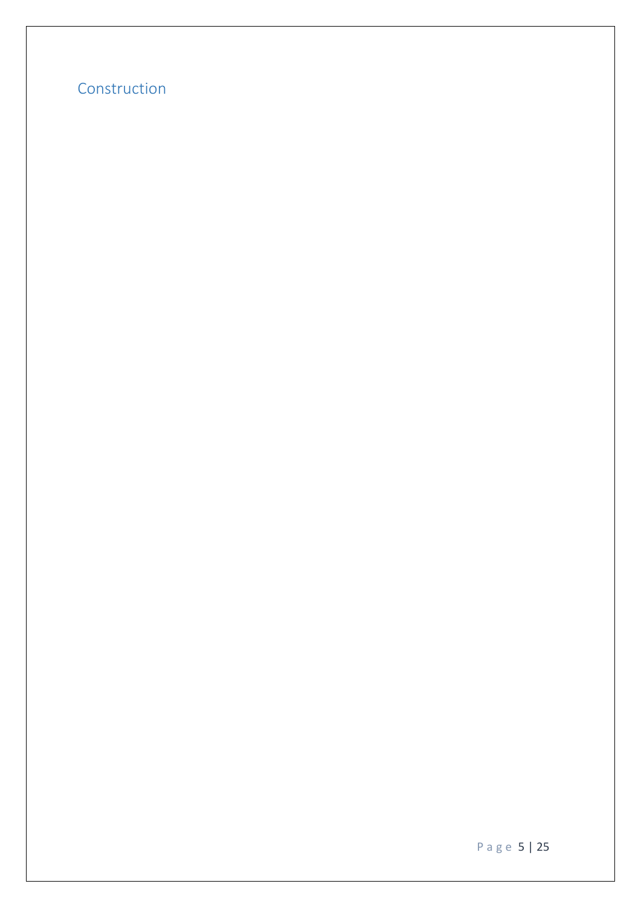## Construction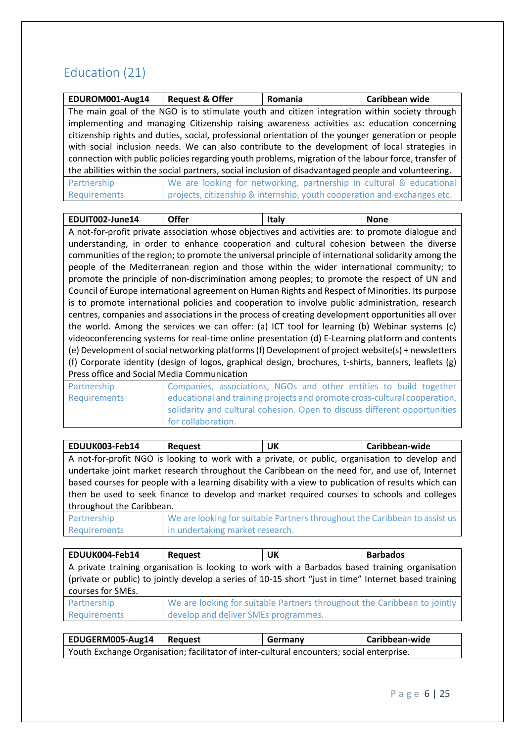## Education (21)

| EDUROM001-Aug14 | Request & Offer | Romania | Caribbean wide |
|---|---|---|---|
| The main goal of the NGO is to stimulate youth and citizen integration within society through implementing and managing Citizenship raising awareness activities as: education concerning citizenship rights and duties, social, professional orientation of the younger generation or people with social inclusion needs. We can also contribute to the development of local strategies in connection with public policies regarding youth problems, migration of the labour force, transfer of the abilities within the social partners, social inclusion of disadvantaged people and volunteering. | | | |
| Partnership Requirements | We are looking for networking, partnership in cultural & educational projects, citizenship & internship, youth cooperation and exchanges etc. | | |

| EDUIT002-June14 | Offer | Italy | None |
|---|---|---|---|
| A not-for-profit private association whose objectives and activities are: to promote dialogue and understanding, in order to enhance cooperation and cultural cohesion between the diverse communities of the region; to promote the universal principle of international solidarity among the people of the Mediterranean region and those within the wider international community; to promote the principle of non-discrimination among peoples; to promote the respect of UN and Council of Europe international agreement on Human Rights and Respect of Minorities. Its purpose is to promote international policies and cooperation to involve public administration, research centres, companies and associations in the process of creating development opportunities all over the world. Among the services we can offer: (a) ICT tool for learning (b) Webinar systems (c) videoconferencing systems for real-time online presentation (d) E-Learning platform and contents (e) Development of social networking platforms (f) Development of project website(s) + newsletters (f) Corporate identity (design of logos, graphical design, brochures, t-shirts, banners, leaflets (g) Press office and Social Media Communication | | | |
| Partnership Requirements | Companies, associations, NGOs and other entities to build together educational and training projects and promote cross-cultural cooperation, solidarity and cultural cohesion. Open to discuss different opportunities for collaboration. | | |

| EDUUK003-Feb14 | Request | UK | Caribbean-wide |
|---|---|---|---|
| A not-for-profit NGO is looking to work with a private, or public, organisation to develop and undertake joint market research throughout the Caribbean on the need for, and use of, Internet based courses for people with a learning disability with a view to publication of results which can then be used to seek finance to develop and market required courses to schools and colleges throughout the Caribbean. | | | |
| Partnership Requirements | We are looking for suitable Partners throughout the Caribbean to assist us in undertaking market research. | | |

| EDUUK004-Feb14 | Request | UK | Barbados |
|---|---|---|---|
| A private training organisation is looking to work with a Barbados based training organisation (private or public) to jointly develop a series of 10-15 short "just in time" Internet based training courses for SMEs. | | | |
| Partnership Requirements | We are looking for suitable Partners throughout the Caribbean to jointly develop and deliver SMEs programmes. | | |

| EDUGERM005-Aug14 | Request | Germany | Caribbean-wide |
|---|---|---|---|
| Youth Exchange Organisation; facilitator of inter-cultural encounters; social enterprise. | | | |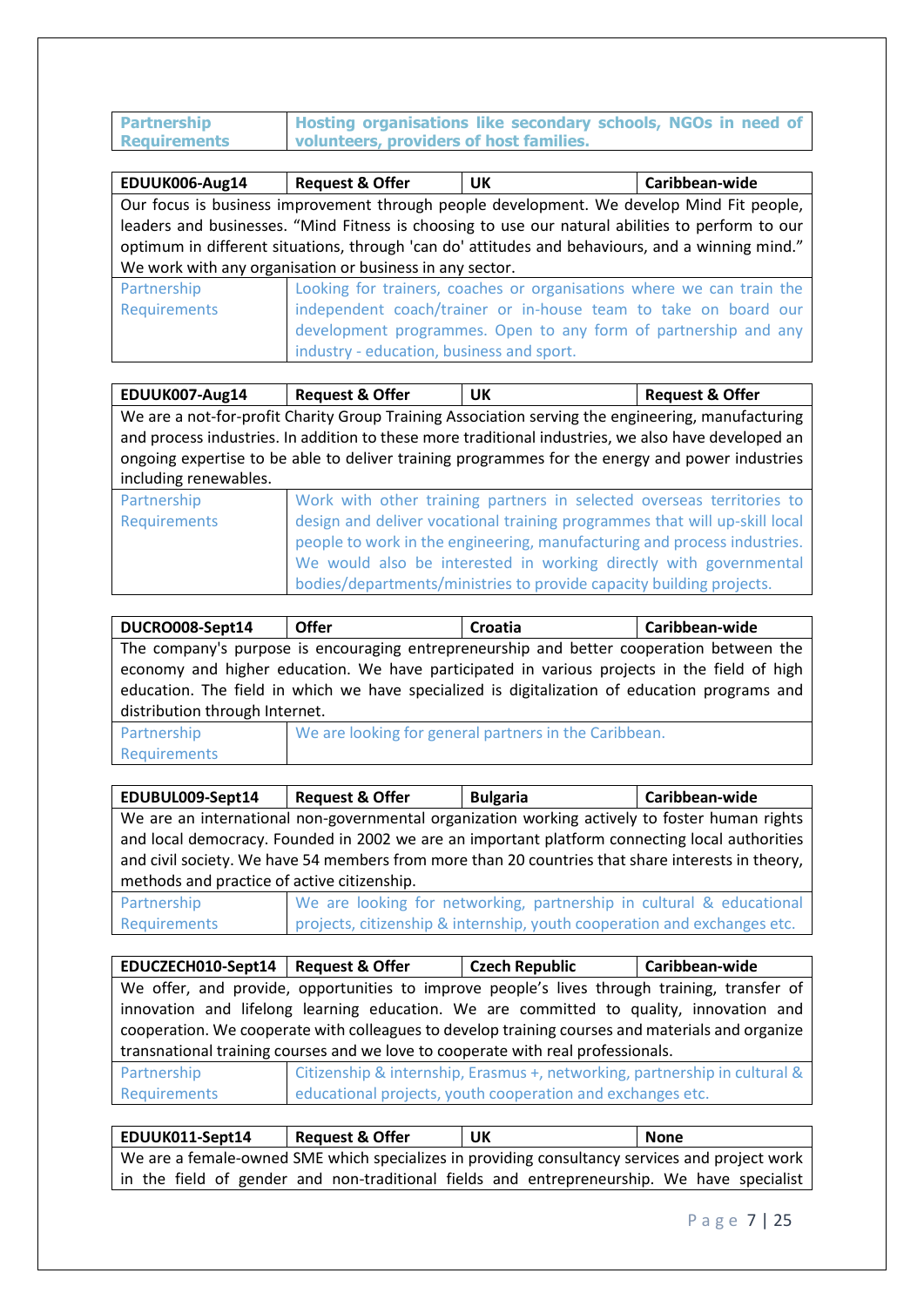| Partnership Requirements | Hosting organisations like secondary schools, NGOs in need of volunteers, providers of host families. |
|---|---|

| EDUUK006-Aug14 | Request & Offer | UK | Caribbean-wide |
|---|---|---|---|
| Our focus is business improvement through people development. We develop Mind Fit people, leaders and businesses. “Mind Fitness is choosing to use our natural abilities to perform to our optimum in different situations, through 'can do' attitudes and behaviours, and a winning mind.” We work with any organisation or business in any sector. | | | |
| Partnership Requirements | Looking for trainers, coaches or organisations where we can train the independent coach/trainer or in-house team to take on board our development programmes. Open to any form of partnership and any industry - education, business and sport. | | |

| EDUUK007-Aug14 | Request & Offer | UK | Request & Offer |
|---|---|---|---|
| We are a not-for-profit Charity Group Training Association serving the engineering, manufacturing and process industries. In addition to these more traditional industries, we also have developed an ongoing expertise to be able to deliver training programmes for the energy and power industries including renewables. | | | |
| Partnership Requirements | Work with other training partners in selected overseas territories to design and deliver vocational training programmes that will up-skill local people to work in the engineering, manufacturing and process industries. We would also be interested in working directly with governmental bodies/departments/ministries to provide capacity building projects. | | |

| DUCRO008-Sept14 | Offer | Croatia | Caribbean-wide |
|---|---|---|---|
| The company's purpose is encouraging entrepreneurship and better cooperation between the economy and higher education. We have participated in various projects in the field of high education. The field in which we have specialized is digitalization of education programs and distribution through Internet. | | | |
| Partnership Requirements | We are looking for general partners in the Caribbean. | | |

| EDUBUL009-Sept14 | Request & Offer | Bulgaria | Caribbean-wide |
|---|---|---|---|
| We are an international non-governmental organization working actively to foster human rights and local democracy. Founded in 2002 we are an important platform connecting local authorities and civil society. We have 54 members from more than 20 countries that share interests in theory, methods and practice of active citizenship. | | | |
| Partnership Requirements | We are looking for networking, partnership in cultural & educational projects, citizenship & internship, youth cooperation and exchanges etc. | | |

| EDUCZECH010-Sept14 | Request & Offer | Czech Republic | Caribbean-wide |
|---|---|---|---|
| We offer, and provide, opportunities to improve people’s lives through training, transfer of innovation and lifelong learning education. We are committed to quality, innovation and cooperation. We cooperate with colleagues to develop training courses and materials and organize transnational training courses and we love to cooperate with real professionals. | | | |
| Partnership Requirements | Citizenship & internship, Erasmus +, networking, partnership in cultural & educational projects, youth cooperation and exchanges etc. | | |

| EDUUK011-Sept14 | Request & Offer | UK | None |
|---|---|---|---|
| We are a female-owned SME which specializes in providing consultancy services and project work in the field of gender and non-traditional fields and entrepreneurship. We have specialist | | | |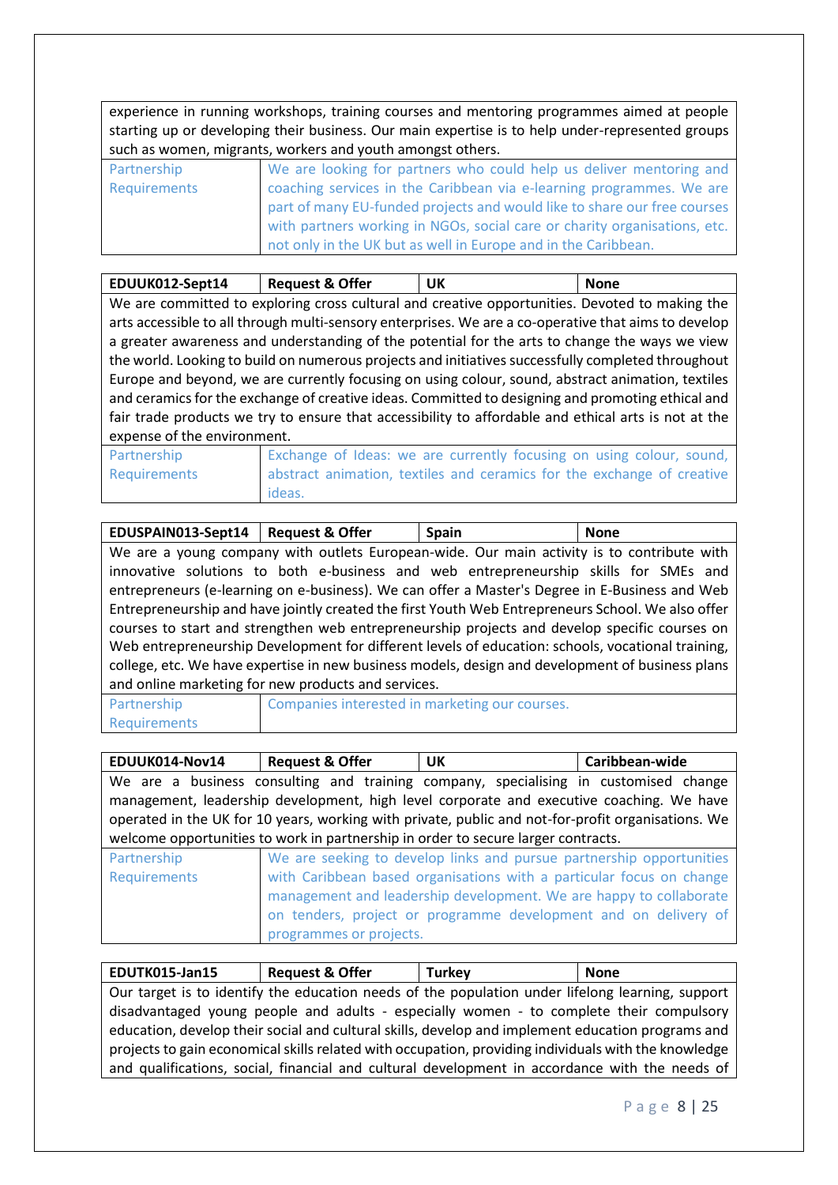| | |
|---|---|
| experience in running workshops, training courses and mentoring programmes aimed at people starting up or developing their business. Our main expertise is to help under-represented groups such as women, migrants, workers and youth amongst others. | |
| Partnership Requirements | We are looking for partners who could help us deliver mentoring and coaching services in the Caribbean via e-learning programmes. We are part of many EU-funded projects and would like to share our free courses with partners working in NGOs, social care or charity organisations, etc. not only in the UK but as well in Europe and in the Caribbean. |

| **EDUUK012-Sept14** | **Request & Offer** | **UK** | **None** |
|---|---|---|---|
| We are committed to exploring cross cultural and creative opportunities. Devoted to making the arts accessible to all through multi-sensory enterprises. We are a co-operative that aims to develop a greater awareness and understanding of the potential for the arts to change the ways we view the world. Looking to build on numerous projects and initiatives successfully completed throughout Europe and beyond, we are currently focusing on using colour, sound, abstract animation, textiles and ceramics for the exchange of creative ideas. Committed to designing and promoting ethical and fair trade products we try to ensure that accessibility to affordable and ethical arts is not at the expense of the environment. | | | |
| Partnership Requirements | Exchange of Ideas: we are currently focusing on using colour, sound, abstract animation, textiles and ceramics for the exchange of creative ideas. | | |

| **EDUSPAIN013-Sept14** | **Request & Offer** | **Spain** | **None** |
|---|---|---|---|
| We are a young company with outlets European-wide. Our main activity is to contribute with innovative solutions to both e-business and web entrepreneurship skills for SMEs and entrepreneurs (e-learning on e-business). We can offer a Master's Degree in E-Business and Web Entrepreneurship and have jointly created the first Youth Web Entrepreneurs School. We also offer courses to start and strengthen web entrepreneurship projects and develop specific courses on Web entrepreneurship Development for different levels of education: schools, vocational training, college, etc. We have expertise in new business models, design and development of business plans and online marketing for new products and services. | | | |
| Partnership Requirements | Companies interested in marketing our courses. | | |

| **EDUUK014-Nov14** | **Request & Offer** | **UK** | **Caribbean-wide** |
|---|---|---|---|
| We are a business consulting and training company, specialising in customised change management, leadership development, high level corporate and executive coaching. We have operated in the UK for 10 years, working with private, public and not-for-profit organisations. We welcome opportunities to work in partnership in order to secure larger contracts. | | | |
| Partnership Requirements | We are seeking to develop links and pursue partnership opportunities with Caribbean based organisations with a particular focus on change management and leadership development. We are happy to collaborate on tenders, project or programme development and on delivery of programmes or projects. | | |

| **EDUTK015-Jan15** | **Request & Offer** | **Turkey** | **None** |
|---|---|---|---|
| Our target is to identify the education needs of the population under lifelong learning, support disadvantaged young people and adults - especially women - to complete their compulsory education, develop their social and cultural skills, develop and implement education programs and projects to gain economical skills related with occupation, providing individuals with the knowledge and qualifications, social, financial and cultural development in accordance with the needs of | | | |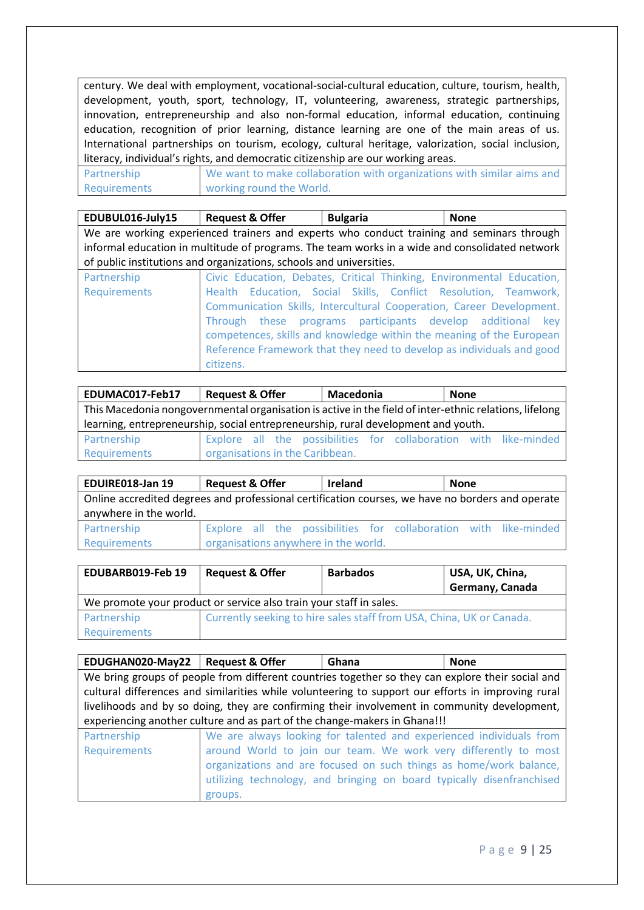| | |
|---|---|
| century. We deal with employment, vocational-social-cultural education, culture, tourism, health, development, youth, sport, technology, IT, volunteering, awareness, strategic partnerships, innovation, entrepreneurship and also non-formal education, informal education, continuing education, recognition of prior learning, distance learning are one of the main areas of us. International partnerships on tourism, ecology, cultural heritage, valorization, social inclusion, literacy, individual's rights, and democratic citizenship are our working areas. | |
| Partnership Requirements | We want to make collaboration with organizations with similar aims and working round the World. |

| EDUBUL016-July15 | Request & Offer | Bulgaria | None |
|---|---|---|---|
| We are working experienced trainers and experts who conduct training and seminars through informal education in multitude of programs. The team works in a wide and consolidated network of public institutions and organizations, schools and universities. | | | |
| Partnership Requirements | Civic Education, Debates, Critical Thinking, Environmental Education, Health Education, Social Skills, Conflict Resolution, Teamwork, Communication Skills, Intercultural Cooperation, Career Development. Through these programs participants develop additional key competences, skills and knowledge within the meaning of the European Reference Framework that they need to develop as individuals and good citizens. | | |

| EDUMAC017-Feb17 | Request & Offer | Macedonia | None |
|---|---|---|---|
| This Macedonia nongovernmental organisation is active in the field of inter-ethnic relations, lifelong learning, entrepreneurship, social entrepreneurship, rural development and youth. | | | |
| Partnership Requirements | Explore all the possibilities for collaboration with like-minded organisations in the Caribbean. | | |

| EDUIRE018-Jan 19 | Request & Offer | Ireland | None |
|---|---|---|---|
| Online accredited degrees and professional certification courses, we have no borders and operate anywhere in the world. | | | |
| Partnership Requirements | Explore all the possibilities for collaboration with like-minded organisations anywhere in the world. | | |

| EDUBARB019-Feb 19 | Request & Offer | Barbados | USA, UK, China, Germany, Canada |
|---|---|---|---|
| We promote your product or service also train your staff in sales. | | | |
| Partnership Requirements | Currently seeking to hire sales staff from USA, China, UK or Canada. | | |

| EDUGHAN020-May22 | Request & Offer | Ghana | None |
|---|---|---|---|
| We bring groups of people from different countries together so they can explore their social and cultural differences and similarities while volunteering to support our efforts in improving rural livelihoods and by so doing, they are confirming their involvement in community development, experiencing another culture and as part of the change-makers in Ghana!!! | | | |
| Partnership Requirements | We are always looking for talented and experienced individuals from around World to join our team. We work very differently to most organizations and are focused on such things as home/work balance, utilizing technology, and bringing on board typically disenfranchised groups. | | |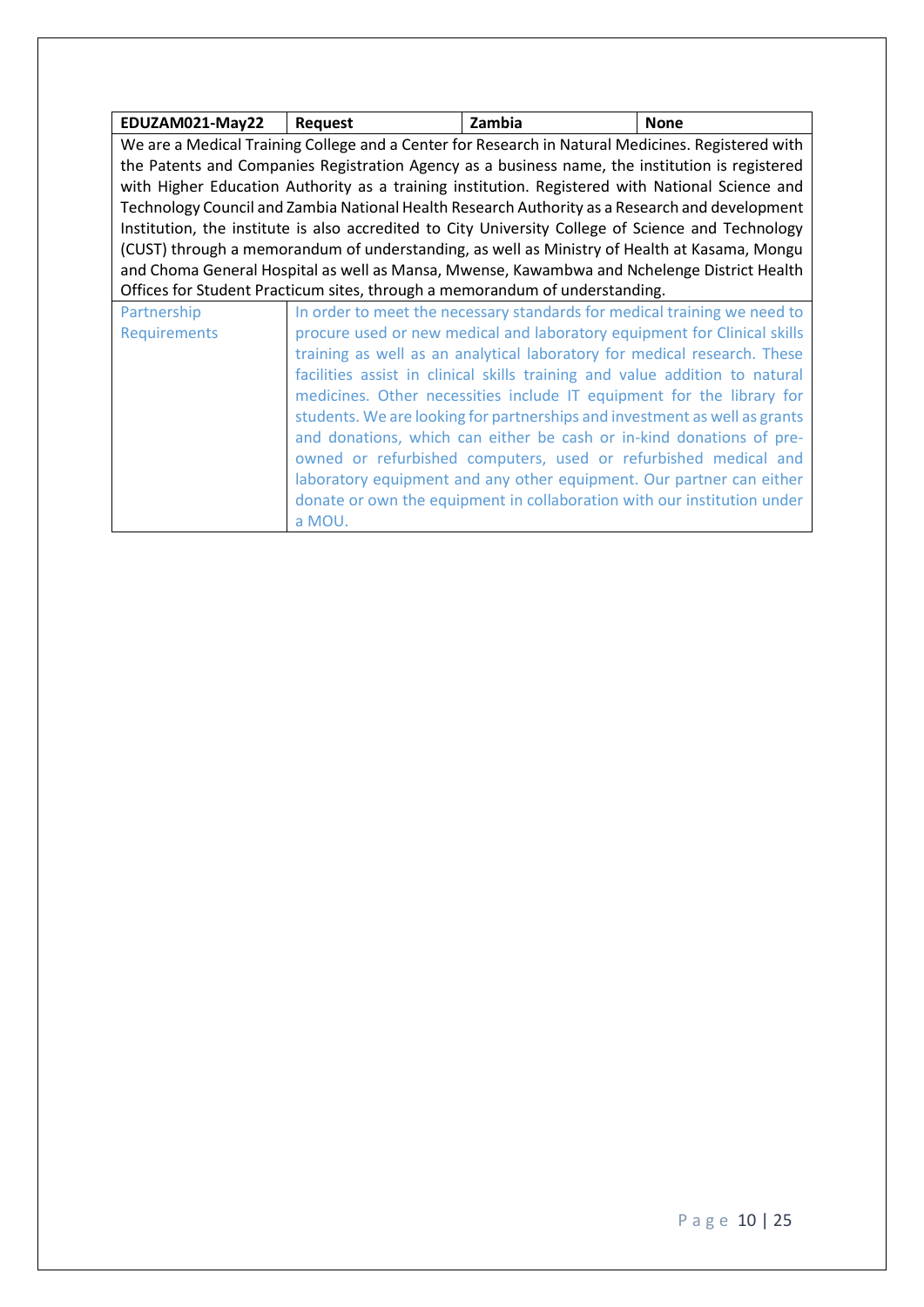| EDUZAM021-May22 | Request | Zambia | None |
|---|---|---|---|
| We are a Medical Training College and a Center for Research in Natural Medicines. Registered with the Patents and Companies Registration Agency as a business name, the institution is registered with Higher Education Authority as a training institution. Registered with National Science and Technology Council and Zambia National Health Research Authority as a Research and development Institution, the institute is also accredited to City University College of Science and Technology (CUST) through a memorandum of understanding, as well as Ministry of Health at Kasama, Mongu and Choma General Hospital as well as Mansa, Mwense, Kawambwa and Nchelenge District Health Offices for Student Practicum sites, through a memorandum of understanding. | | | |
| Partnership Requirements | In order to meet the necessary standards for medical training we need to procure used or new medical and laboratory equipment for Clinical skills training as well as an analytical laboratory for medical research. These facilities assist in clinical skills training and value addition to natural medicines. Other necessities include IT equipment for the library for students. We are looking for partnerships and investment as well as grants and donations, which can either be cash or in-kind donations of pre-owned or refurbished computers, used or refurbished medical and laboratory equipment and any other equipment. Our partner can either donate or own the equipment in collaboration with our institution under a MOU. | | |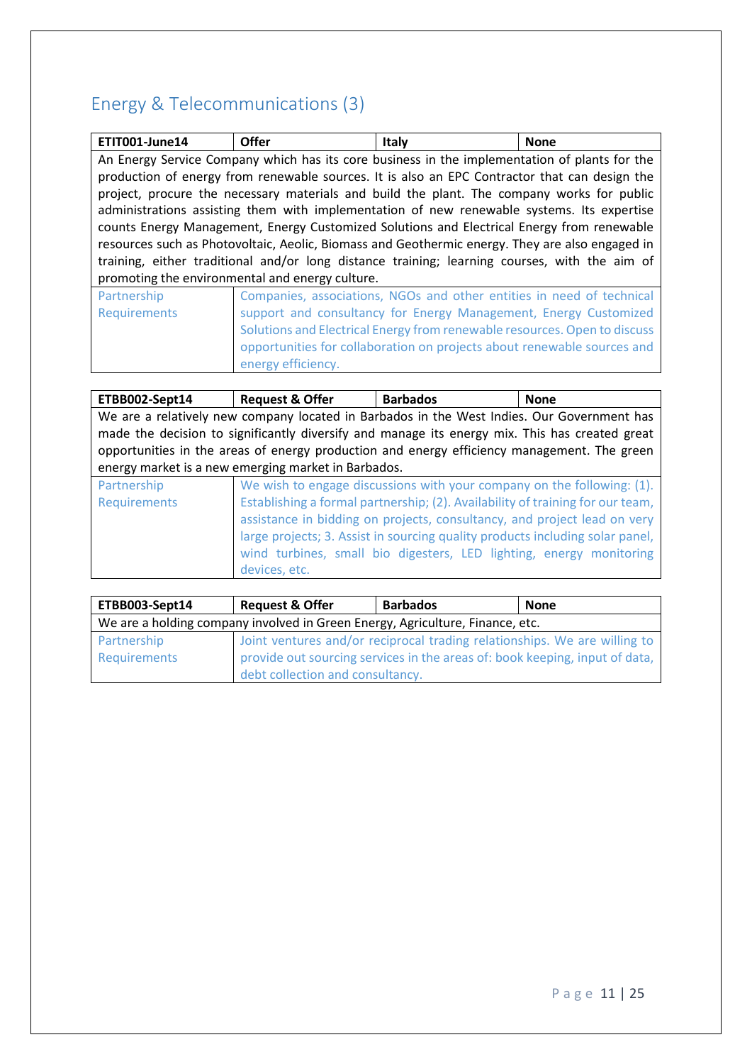## Energy & Telecommunications (3)

| ETIT001-June14 | Offer | Italy | None |
|---|---|---|---|
| An Energy Service Company which has its core business in the implementation of plants for the production of energy from renewable sources. It is also an EPC Contractor that can design the project, procure the necessary materials and build the plant. The company works for public administrations assisting them with implementation of new renewable systems. Its expertise counts Energy Management, Energy Customized Solutions and Electrical Energy from renewable resources such as Photovoltaic, Aeolic, Biomass and Geothermic energy. They are also engaged in training, either traditional and/or long distance training; learning courses, with the aim of promoting the environmental and energy culture. | | | |
| Partnership Requirements | Companies, associations, NGOs and other entities in need of technical support and consultancy for Energy Management, Energy Customized Solutions and Electrical Energy from renewable resources. Open to discuss opportunities for collaboration on projects about renewable sources and energy efficiency. | | |

| ETBB002-Sept14 | Request & Offer | Barbados | None |
|---|---|---|---|
| We are a relatively new company located in Barbados in the West Indies. Our Government has made the decision to significantly diversify and manage its energy mix. This has created great opportunities in the areas of energy production and energy efficiency management. The green energy market is a new emerging market in Barbados. | | | |
| Partnership Requirements | We wish to engage discussions with your company on the following: (1). Establishing a formal partnership; (2). Availability of training for our team, assistance in bidding on projects, consultancy, and project lead on very large projects; 3. Assist in sourcing quality products including solar panel, wind turbines, small bio digesters, LED lighting, energy monitoring devices, etc. | | |

| ETBB003-Sept14 | Request & Offer | Barbados | None |
|---|---|---|---|
| We are a holding company involved in Green Energy, Agriculture, Finance, etc. | | | |
| Partnership Requirements | Joint ventures and/or reciprocal trading relationships. We are willing to provide out sourcing services in the areas of: book keeping, input of data, debt collection and consultancy. | | |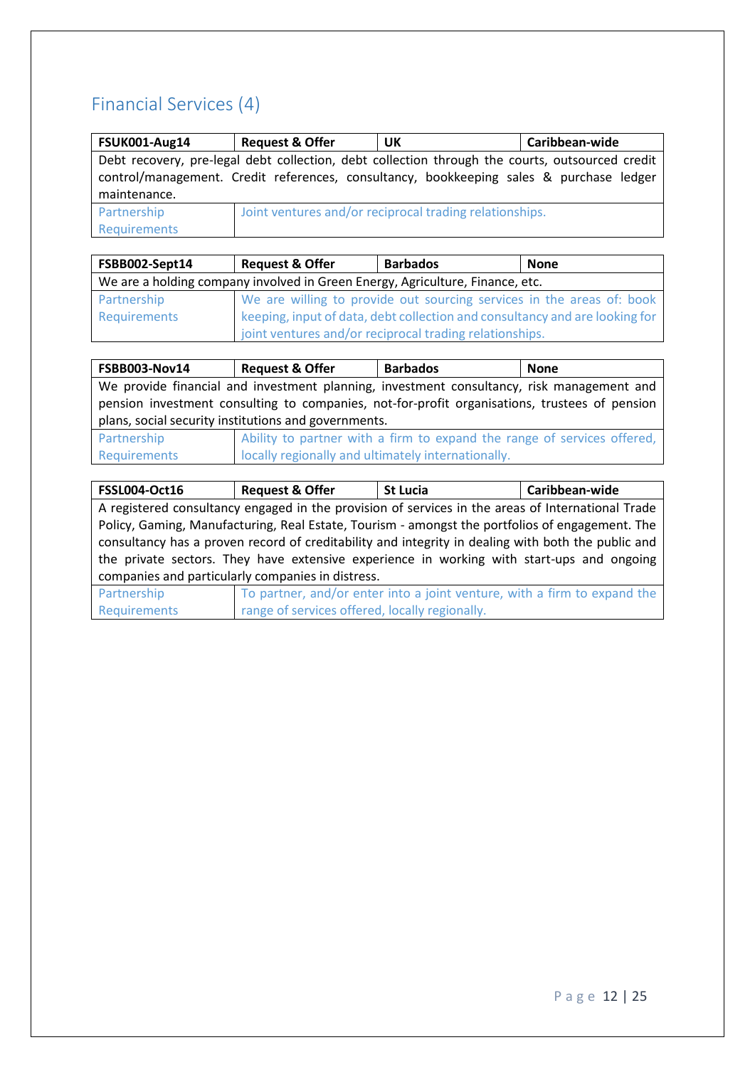## Financial Services (4)

| FSUK001-Aug14 | Request & Offer | UK | Caribbean-wide |
|---|---|---|---|
| Debt recovery, pre-legal debt collection, debt collection through the courts, outsourced credit control/management. Credit references, consultancy, bookkeeping sales & purchase ledger maintenance. | | | |
| Partnership Requirements | Joint ventures and/or reciprocal trading relationships. | | |

| FSBB002-Sept14 | Request & Offer | Barbados | None |
|---|---|---|---|
| We are a holding company involved in Green Energy, Agriculture, Finance, etc. | | | |
| Partnership Requirements | We are willing to provide out sourcing services in the areas of: book keeping, input of data, debt collection and consultancy and are looking for joint ventures and/or reciprocal trading relationships. | | |

| FSBB003-Nov14 | Request & Offer | Barbados | None |
|---|---|---|---|
| We provide financial and investment planning, investment consultancy, risk management and pension investment consulting to companies, not-for-profit organisations, trustees of pension plans, social security institutions and governments. | | | |
| Partnership Requirements | Ability to partner with a firm to expand the range of services offered, locally regionally and ultimately internationally. | | |

| FSSL004-Oct16 | Request & Offer | St Lucia | Caribbean-wide |
|---|---|---|---|
| A registered consultancy engaged in the provision of services in the areas of International Trade Policy, Gaming, Manufacturing, Real Estate, Tourism - amongst the portfolios of engagement. The consultancy has a proven record of creditability and integrity in dealing with both the public and the private sectors. They have extensive experience in working with start-ups and ongoing companies and particularly companies in distress. | | | |
| Partnership Requirements | To partner, and/or enter into a joint venture, with a firm to expand the range of services offered, locally regionally. | | |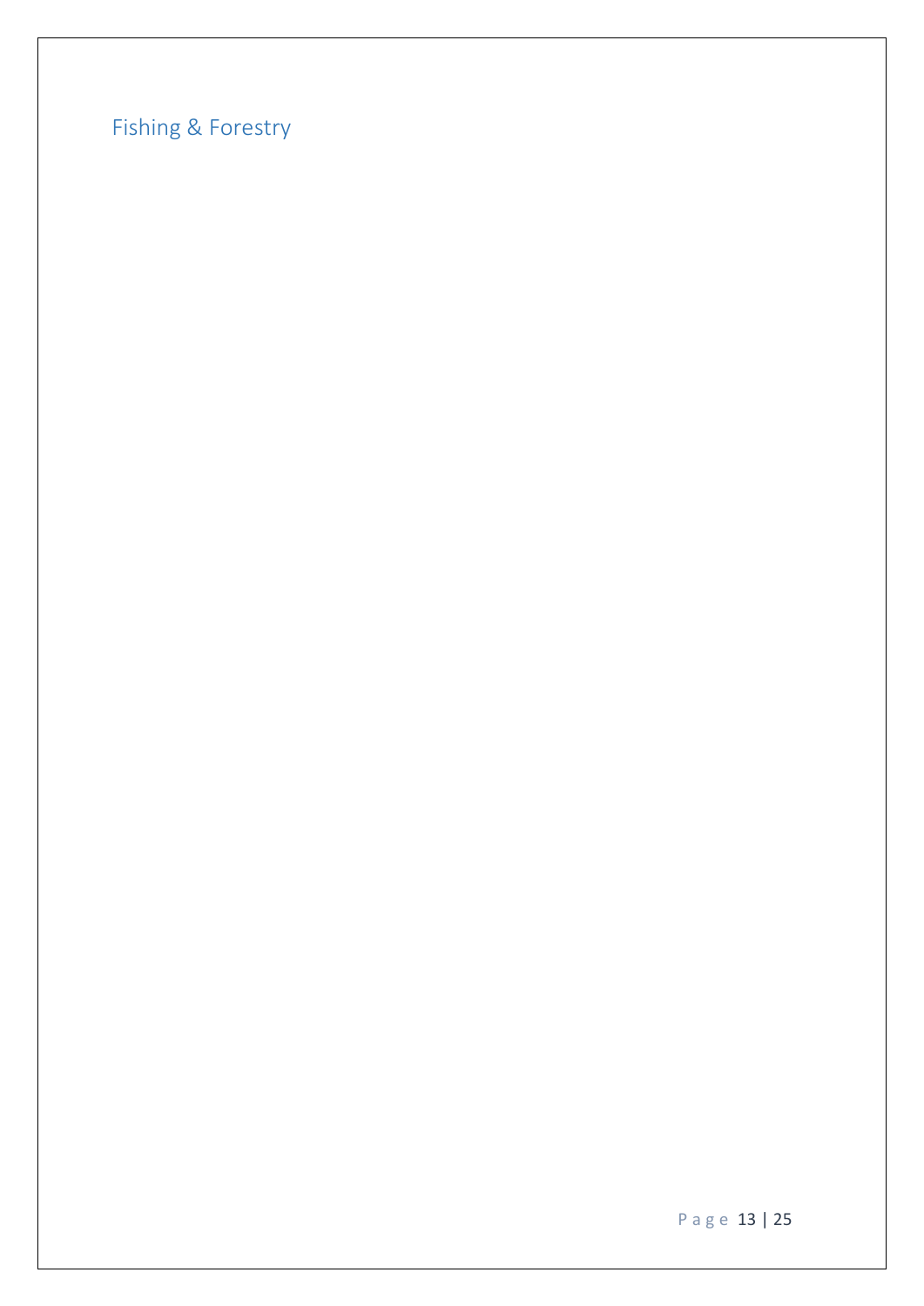## Fishing & Forestry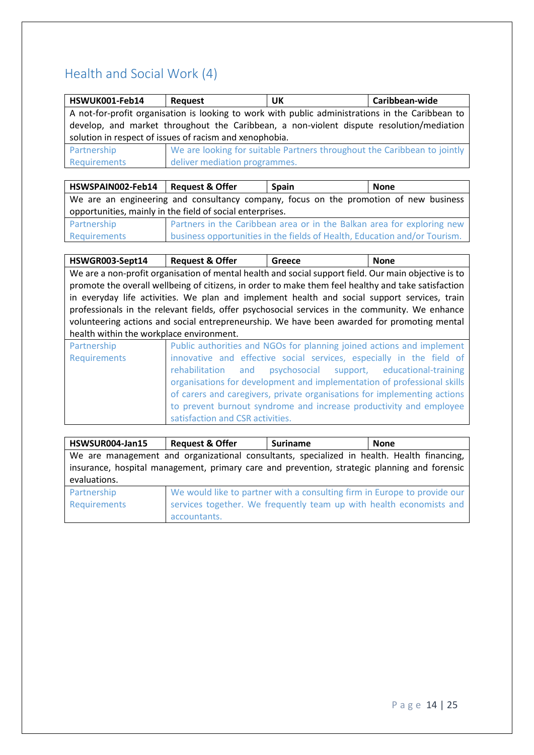## Health and Social Work (4)

| HSWUK001-Feb14 | Request | UK | Caribbean-wide |
|---|---|---|---|
| A not-for-profit organisation is looking to work with public administrations in the Caribbean to develop, and market throughout the Caribbean, a non-violent dispute resolution/mediation solution in respect of issues of racism and xenophobia. | | | |
| Partnership Requirements | We are looking for suitable Partners throughout the Caribbean to jointly deliver mediation programmes. | | |

| HSWSPAIN002-Feb14 | Request & Offer | Spain | None |
|---|---|---|---|
| We are an engineering and consultancy company, focus on the promotion of new business opportunities, mainly in the field of social enterprises. | | | |
| Partnership Requirements | Partners in the Caribbean area or in the Balkan area for exploring new business opportunities in the fields of Health, Education and/or Tourism. | | |

| HSWGR003-Sept14 | Request & Offer | Greece | None |
|---|---|---|---|
| We are a non-profit organisation of mental health and social support field. Our main objective is to promote the overall wellbeing of citizens, in order to make them feel healthy and take satisfaction in everyday life activities. We plan and implement health and social support services, train professionals in the relevant fields, offer psychosocial services in the community. We enhance volunteering actions and social entrepreneurship. We have been awarded for promoting mental health within the workplace environment. | | | |
| Partnership Requirements | Public authorities and NGOs for planning joined actions and implement innovative and effective social services, especially in the field of rehabilitation and psychosocial support, educational-training organisations for development and implementation of professional skills of carers and caregivers, private organisations for implementing actions to prevent burnout syndrome and increase productivity and employee satisfaction and CSR activities. | | |

| HSWSUR004-Jan15 | Request & Offer | Suriname | None |
|---|---|---|---|
| We are management and organizational consultants, specialized in health. Health financing, insurance, hospital management, primary care and prevention, strategic planning and forensic evaluations. | | | |
| Partnership Requirements | We would like to partner with a consulting firm in Europe to provide our services together. We frequently team up with health economists and accountants. | | |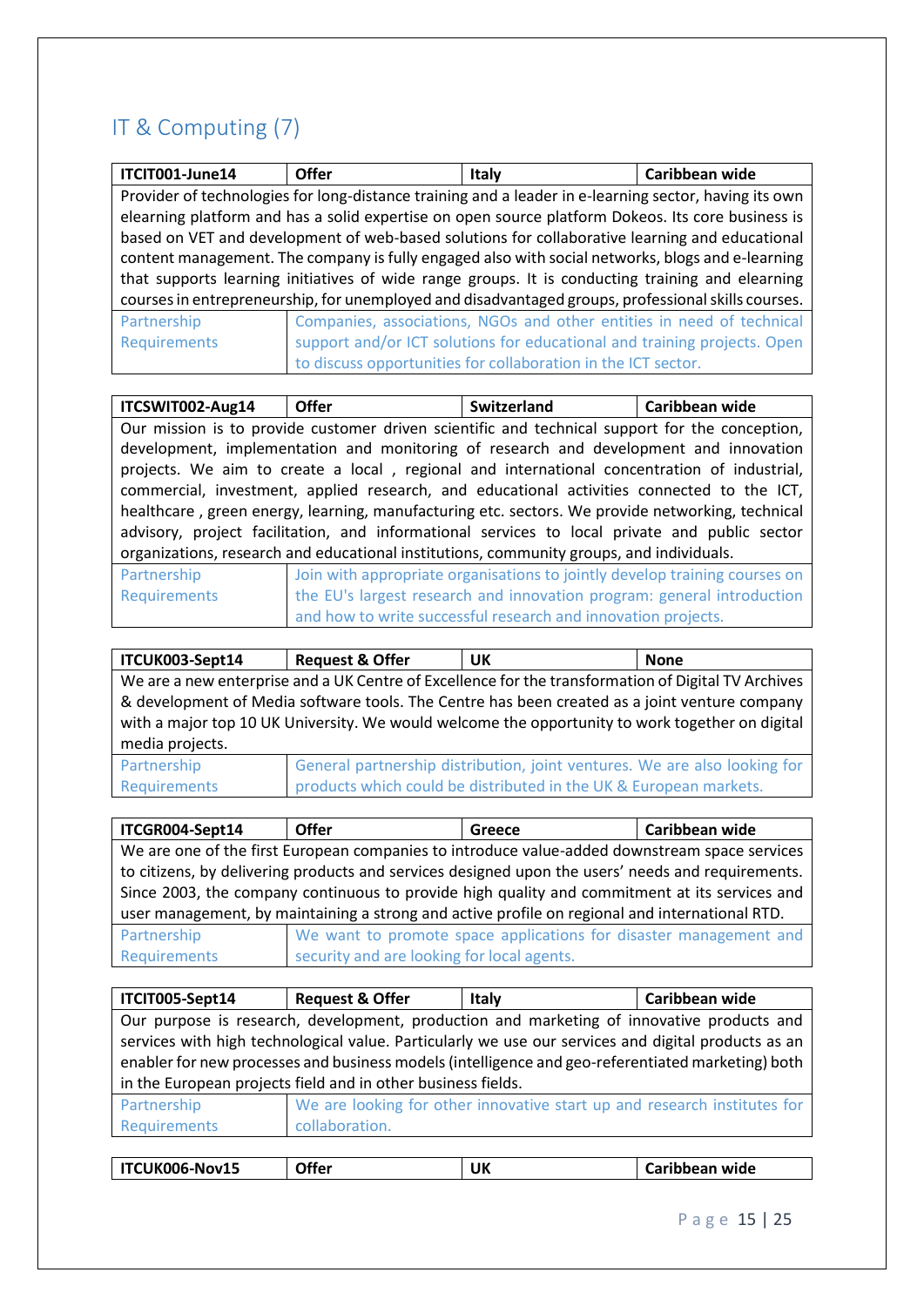## IT & Computing (7)

| ITCIT001-June14 | Offer | Italy | Caribbean wide |
|---|---|---|---|
| Provider of technologies for long-distance training and a leader in e-learning sector, having its own elearning platform and has a solid expertise on open source platform Dokeos. Its core business is based on VET and development of web-based solutions for collaborative learning and educational content management. The company is fully engaged also with social networks, blogs and e-learning that supports learning initiatives of wide range groups. It is conducting training and elearning courses in entrepreneurship, for unemployed and disadvantaged groups, professional skills courses. | | | |
| Partnership Requirements | Companies, associations, NGOs and other entities in need of technical support and/or ICT solutions for educational and training projects. Open to discuss opportunities for collaboration in the ICT sector. | | |

| ITCSWIT002-Aug14 | Offer | Switzerland | Caribbean wide |
|---|---|---|---|
| Our mission is to provide customer driven scientific and technical support for the conception, development, implementation and monitoring of research and development and innovation projects. We aim to create a local , regional and international concentration of industrial, commercial, investment, applied research, and educational activities connected to the ICT, healthcare , green energy, learning, manufacturing etc. sectors. We provide networking, technical advisory, project facilitation, and informational services to local private and public sector organizations, research and educational institutions, community groups, and individuals. | | | |
| Partnership Requirements | Join with appropriate organisations to jointly develop training courses on the EU's largest research and innovation program: general introduction and how to write successful research and innovation projects. | | |

| ITCUK003-Sept14 | Request & Offer | UK | None |
|---|---|---|---|
| We are a new enterprise and a UK Centre of Excellence for the transformation of Digital TV Archives & development of Media software tools. The Centre has been created as a joint venture company with a major top 10 UK University. We would welcome the opportunity to work together on digital media projects. | | | |
| Partnership Requirements | General partnership distribution, joint ventures. We are also looking for products which could be distributed in the UK & European markets. | | |

| ITCGR004-Sept14 | Offer | Greece | Caribbean wide |
|---|---|---|---|
| We are one of the first European companies to introduce value-added downstream space services to citizens, by delivering products and services designed upon the users' needs and requirements. Since 2003, the company continuous to provide high quality and commitment at its services and user management, by maintaining a strong and active profile on regional and international RTD. | | | |
| Partnership Requirements | We want to promote space applications for disaster management and security and are looking for local agents. | | |

| ITCIT005-Sept14 | Request & Offer | Italy | Caribbean wide |
|---|---|---|---|
| Our purpose is research, development, production and marketing of innovative products and services with high technological value. Particularly we use our services and digital products as an enabler for new processes and business models (intelligence and geo-referentiated marketing) both in the European projects field and in other business fields. | | | |
| Partnership Requirements | We are looking for other innovative start up and research institutes for collaboration. | | |

| ITCUK006-Nov15 | Offer | UK | Caribbean wide |
|---|---|---|---|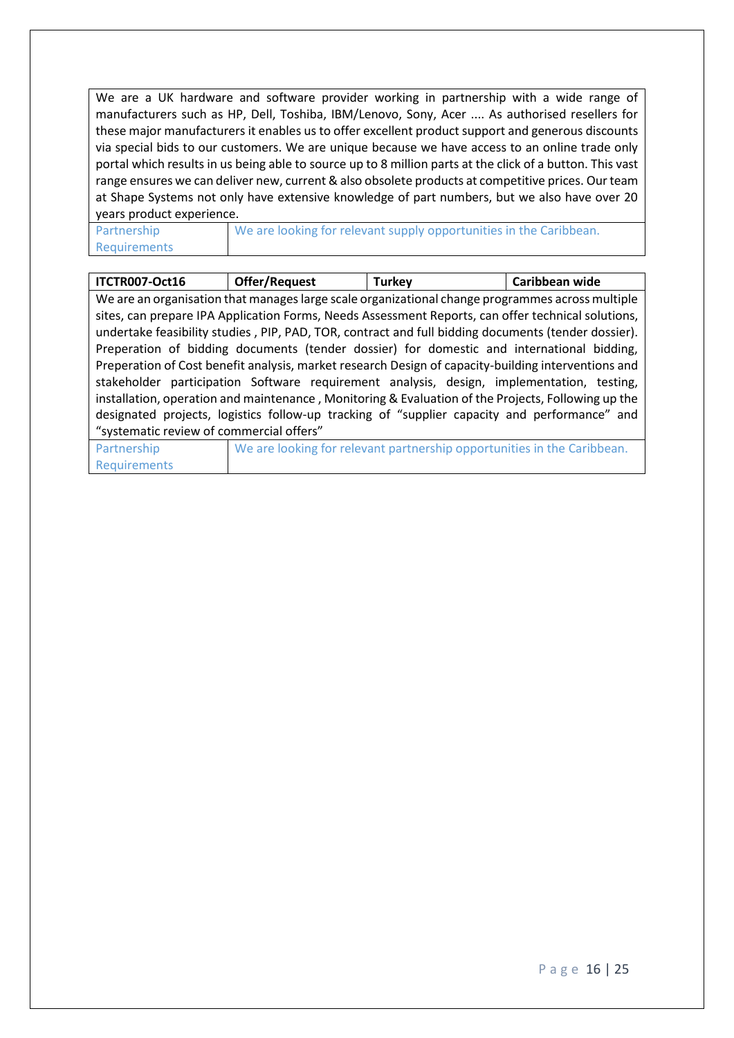| We are a UK hardware and software provider working in partnership with a wide range of manufacturers such as HP, Dell, Toshiba, IBM/Lenovo, Sony, Acer .... As authorised resellers for these major manufacturers it enables us to offer excellent product support and generous discounts via special bids to our customers. We are unique because we have access to an online trade only portal which results in us being able to source up to 8 million parts at the click of a button. This vast range ensures we can deliver new, current & also obsolete products at competitive prices. Our team at Shape Systems not only have extensive knowledge of part numbers, but we also have over 20 years product experience. | |
|---|---|
| Partnership Requirements | We are looking for relevant supply opportunities in the Caribbean. |

| ITCTR007-Oct16 | Offer/Request | Turkey | Caribbean wide |
|---|---|---|---|
| We are an organisation that manages large scale organizational change programmes across multiple sites, can prepare IPA Application Forms, Needs Assessment Reports, can offer technical solutions, undertake feasibility studies , PIP, PAD, TOR, contract and full bidding documents (tender dossier). Preperation of bidding documents (tender dossier) for domestic and international bidding, Preperation of Cost benefit analysis, market research Design of capacity-building interventions and stakeholder participation Software requirement analysis, design, implementation, testing, installation, operation and maintenance , Monitoring & Evaluation of the Projects, Following up the designated projects, logistics follow-up tracking of "supplier capacity and performance" and "systematic review of commercial offers" | | | |
| Partnership Requirements | We are looking for relevant partnership opportunities in the Caribbean. | | |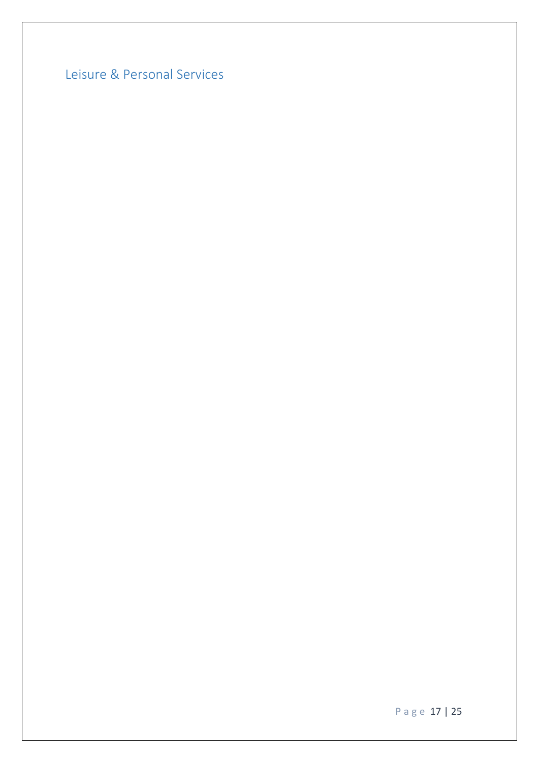## Leisure & Personal Services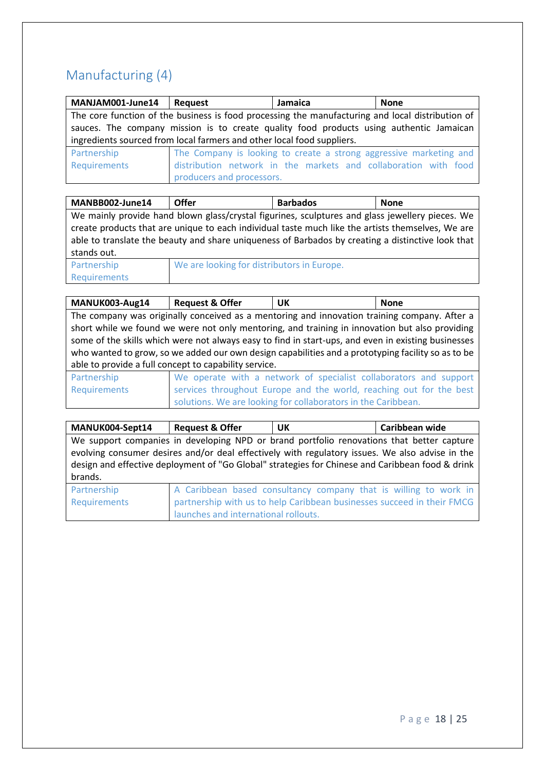## Manufacturing (4)

| MANJAM001-June14 | Request | Jamaica | None |
|---|---|---|---|
| The core function of the business is food processing the manufacturing and local distribution of sauces. The company mission is to create quality food products using authentic Jamaican ingredients sourced from local farmers and other local food suppliers. | | | |
| Partnership Requirements | The Company is looking to create a strong aggressive marketing and distribution network in the markets and collaboration with food producers and processors. | | |

| MANBB002-June14 | Offer | Barbados | None |
|---|---|---|---|
| We mainly provide hand blown glass/crystal figurines, sculptures and glass jewellery pieces. We create products that are unique to each individual taste much like the artists themselves, We are able to translate the beauty and share uniqueness of Barbados by creating a distinctive look that stands out. | | | |
| Partnership Requirements | We are looking for distributors in Europe. | | |

| MANUK003-Aug14 | Request & Offer | UK | None |
|---|---|---|---|
| The company was originally conceived as a mentoring and innovation training company. After a short while we found we were not only mentoring, and training in innovation but also providing some of the skills which were not always easy to find in start-ups, and even in existing businesses who wanted to grow, so we added our own design capabilities and a prototyping facility so as to be able to provide a full concept to capability service. | | | |
| Partnership Requirements | We operate with a network of specialist collaborators and support services throughout Europe and the world, reaching out for the best solutions. We are looking for collaborators in the Caribbean. | | |

| MANUK004-Sept14 | Request & Offer | UK | Caribbean wide |
|---|---|---|---|
| We support companies in developing NPD or brand portfolio renovations that better capture evolving consumer desires and/or deal effectively with regulatory issues. We also advise in the design and effective deployment of "Go Global" strategies for Chinese and Caribbean food & drink brands. | | | |
| Partnership Requirements | A Caribbean based consultancy company that is willing to work in partnership with us to help Caribbean businesses succeed in their FMCG launches and international rollouts. | | |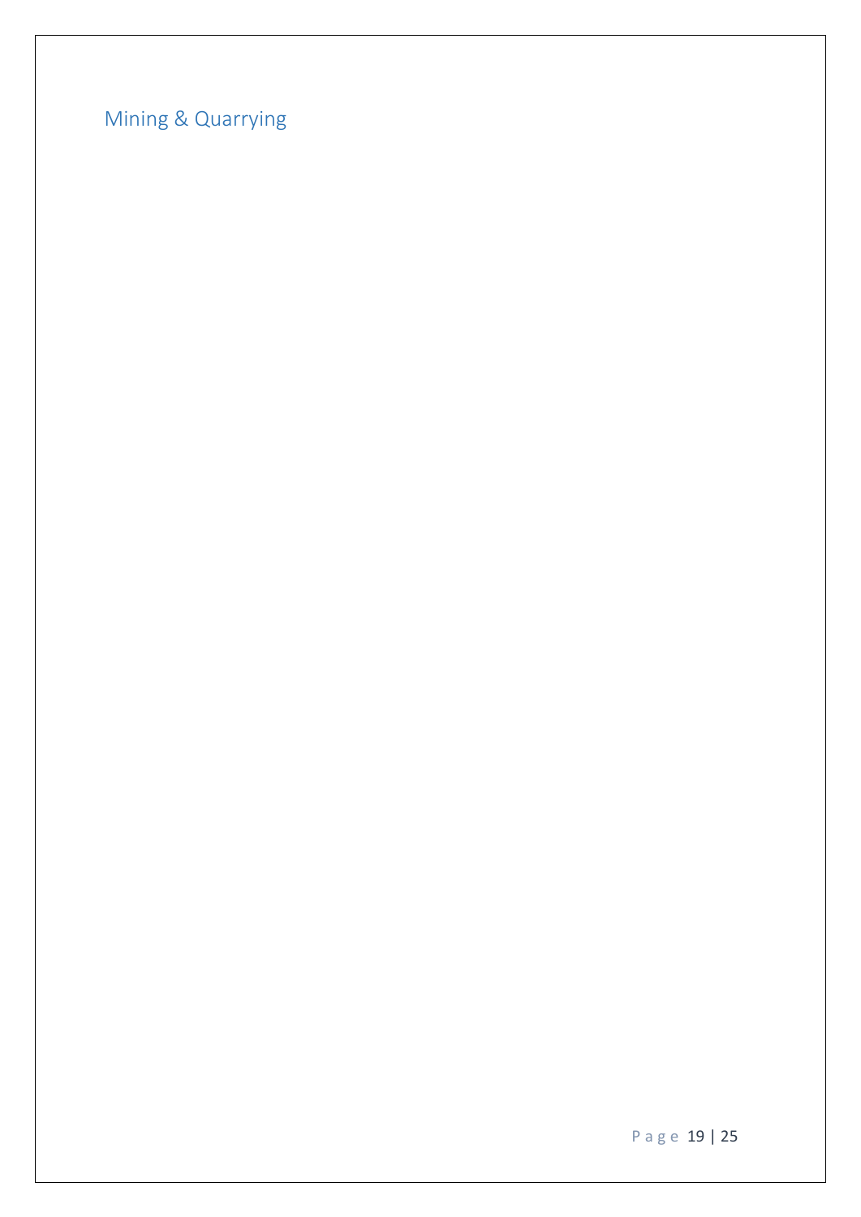## Mining & Quarrying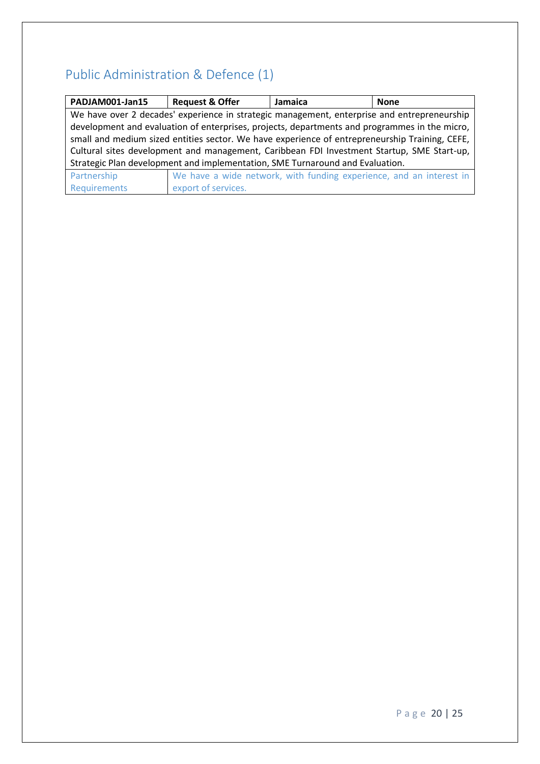## Public Administration & Defence (1)

| PADJAM001-Jan15 | Request & Offer | Jamaica | None |
|---|---|---|---|
| We have over 2 decades' experience in strategic management, enterprise and entrepreneurship development and evaluation of enterprises, projects, departments and programmes in the micro, small and medium sized entities sector. We have experience of entrepreneurship Training, CEFE, Cultural sites development and management, Caribbean FDI Investment Startup, SME Start-up, Strategic Plan development and implementation, SME Turnaround and Evaluation. | | | |
| Partnership Requirements | We have a wide network, with funding experience, and an interest in export of services. | | |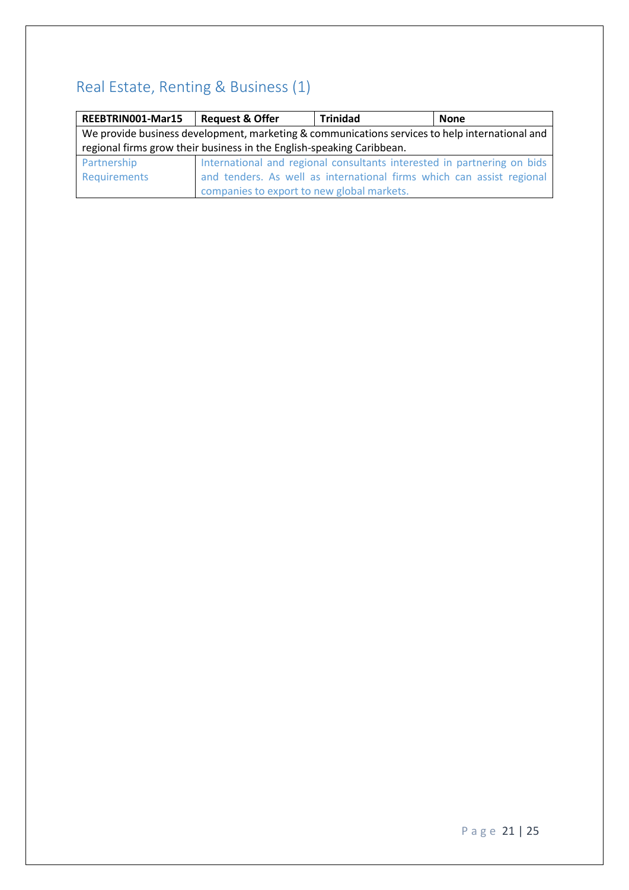## Real Estate, Renting & Business (1)

| REEBTRIN001-Mar15 | Request & Offer | Trinidad | None |
|---|---|---|---|
| We provide business development, marketing & communications services to help international and regional firms grow their business in the English-speaking Caribbean. | | | |
| Partnership Requirements | International and regional consultants interested in partnering on bids and tenders. As well as international firms which can assist regional companies to export to new global markets. | | |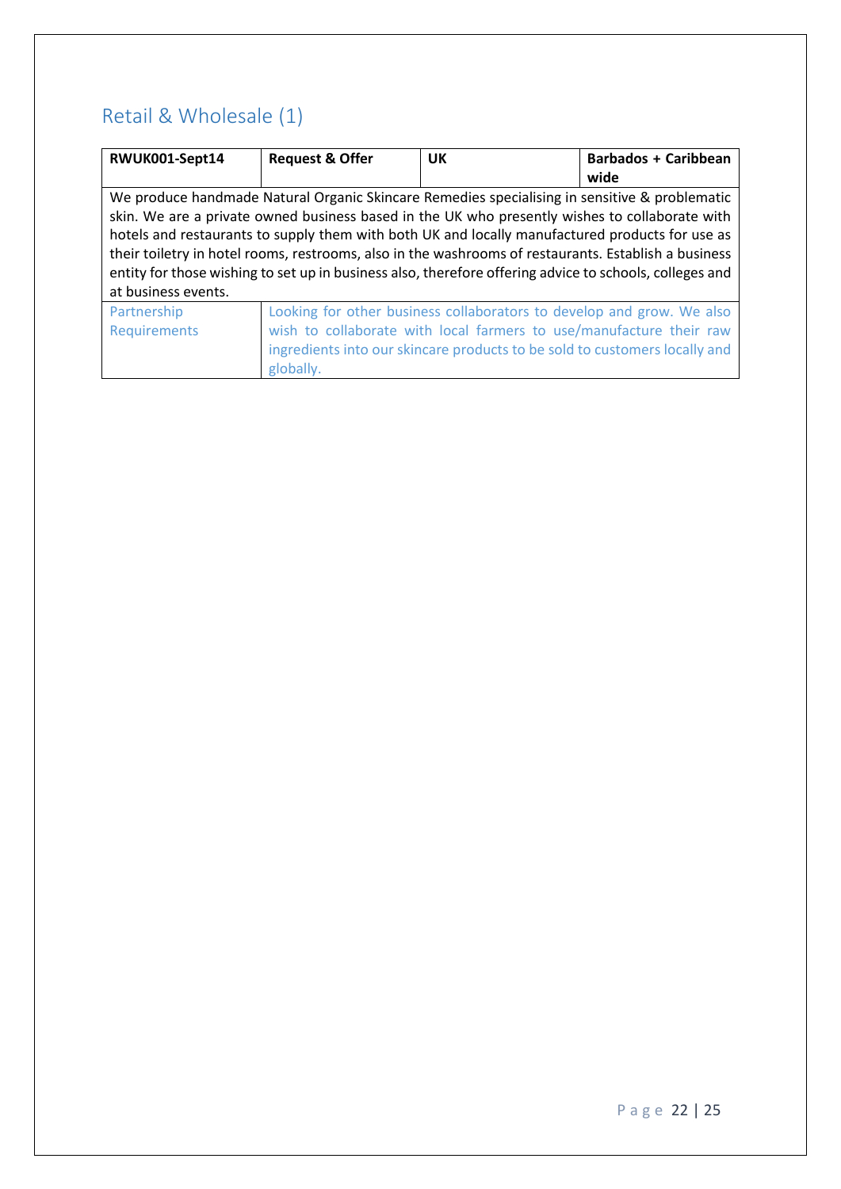## Retail & Wholesale (1)

| RWUK001-Sept14 | Request & Offer | UK | Barbados + Caribbean wide |
|---|---|---|---|
| We produce handmade Natural Organic Skincare Remedies specialising in sensitive & problematic skin. We are a private owned business based in the UK who presently wishes to collaborate with hotels and restaurants to supply them with both UK and locally manufactured products for use as their toiletry in hotel rooms, restrooms, also in the washrooms of restaurants. Establish a business entity for those wishing to set up in business also, therefore offering advice to schools, colleges and at business events. | | | |
| Partnership Requirements | Looking for other business collaborators to develop and grow. We also wish to collaborate with local farmers to use/manufacture their raw ingredients into our skincare products to be sold to customers locally and globally. | | |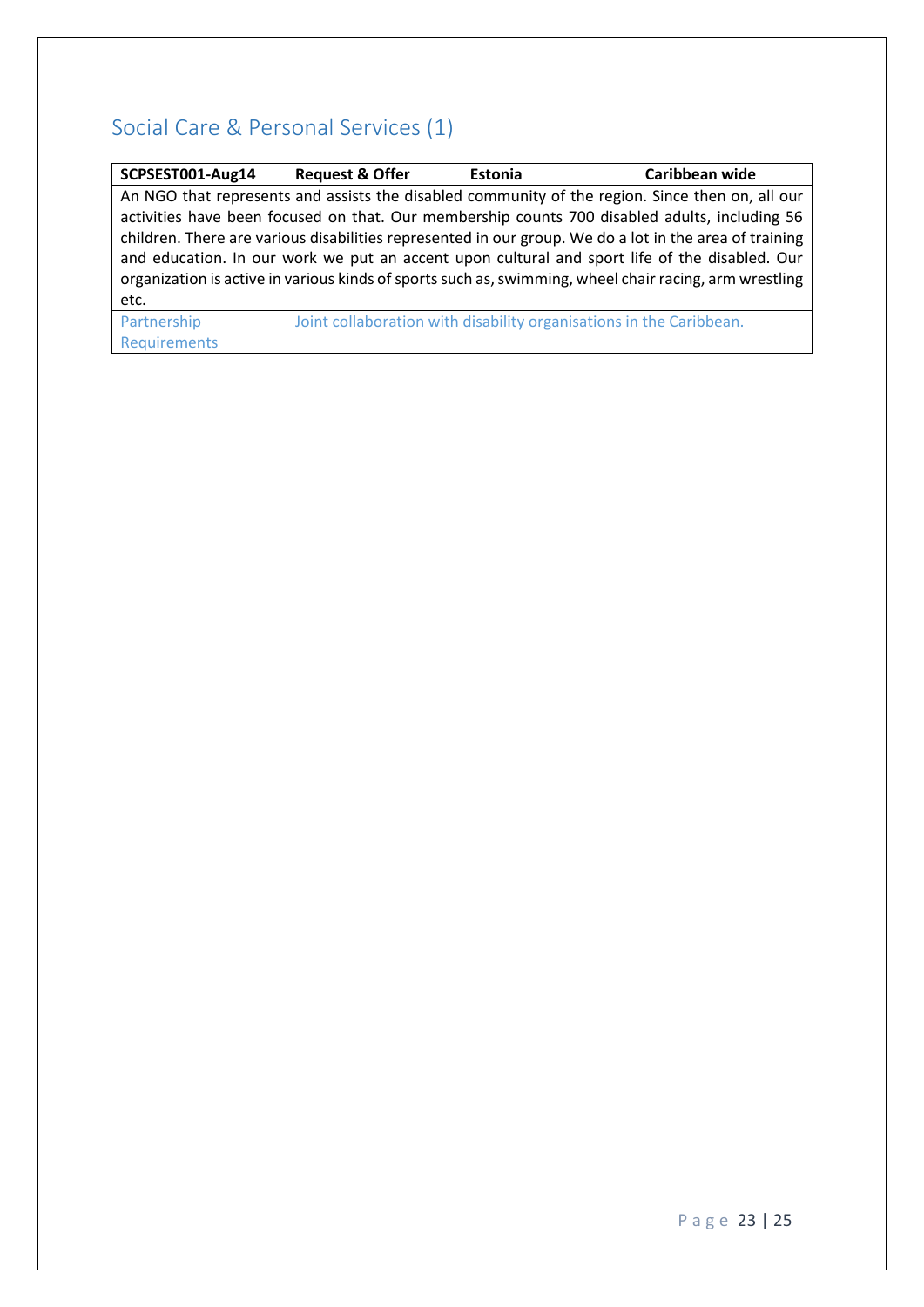## Social Care & Personal Services (1)

| SCPSEST001-Aug14 | Request & Offer | Estonia | Caribbean wide |
|---|---|---|---|
| An NGO that represents and assists the disabled community of the region. Since then on, all our activities have been focused on that. Our membership counts 700 disabled adults, including 56 children. There are various disabilities represented in our group. We do a lot in the area of training and education. In our work we put an accent upon cultural and sport life of the disabled. Our organization is active in various kinds of sports such as, swimming, wheel chair racing, arm wrestling etc. | | | |
| Partnership Requirements | Joint collaboration with disability organisations in the Caribbean. | | |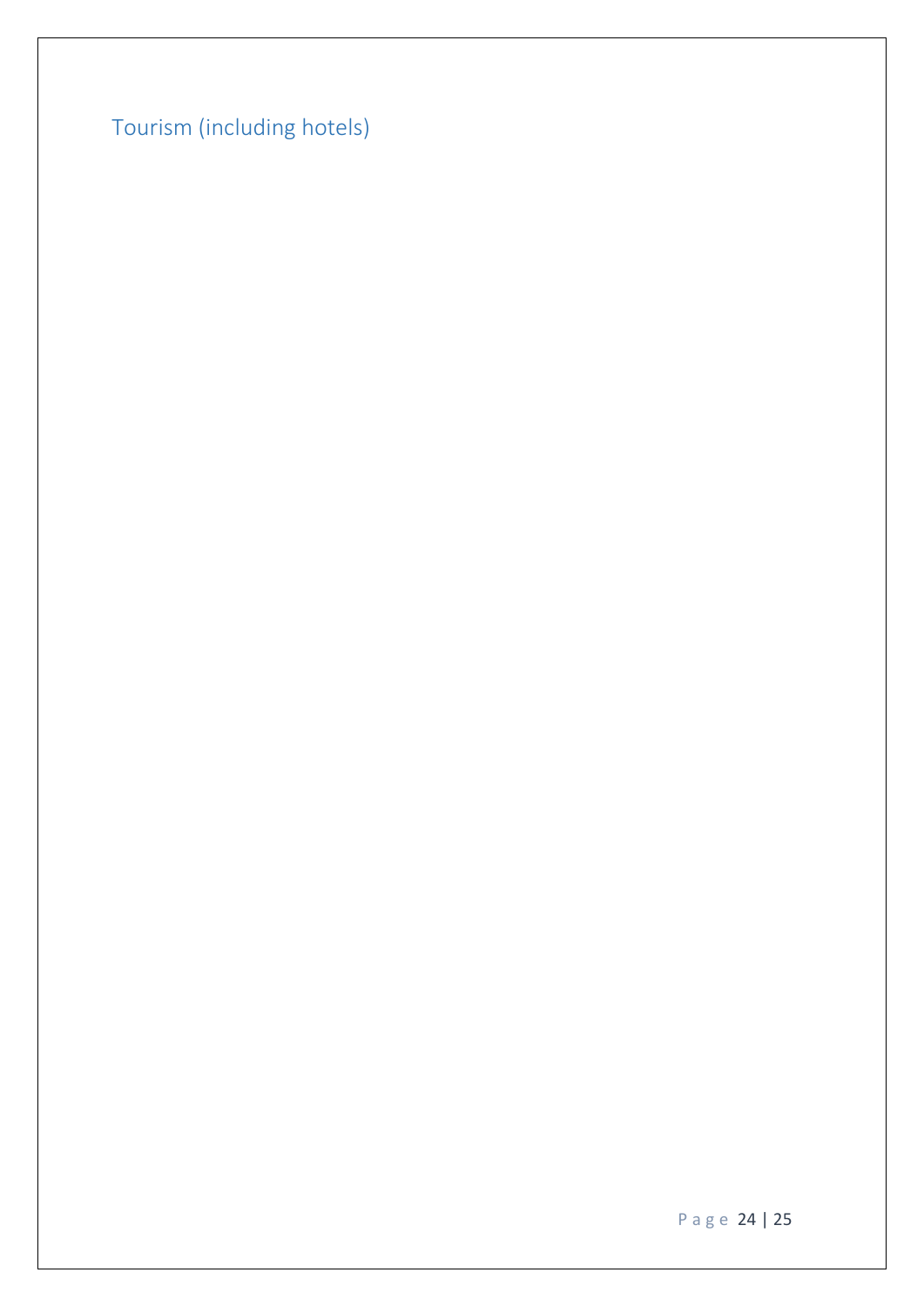## Tourism (including hotels)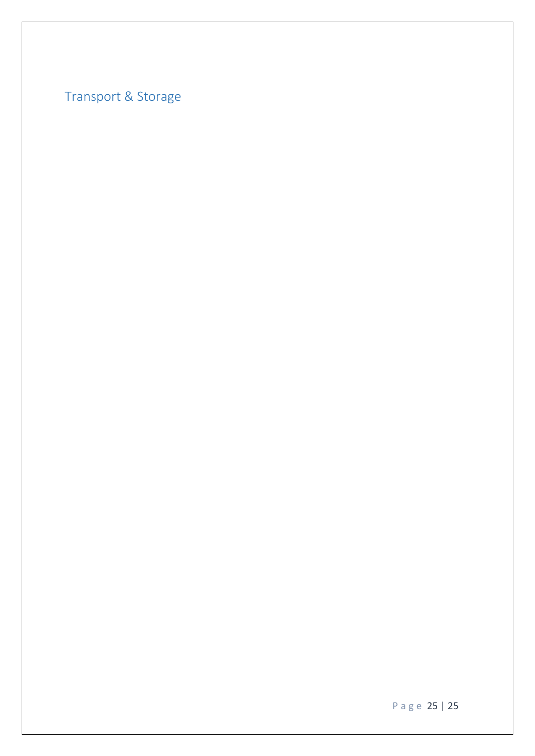## Transport & Storage